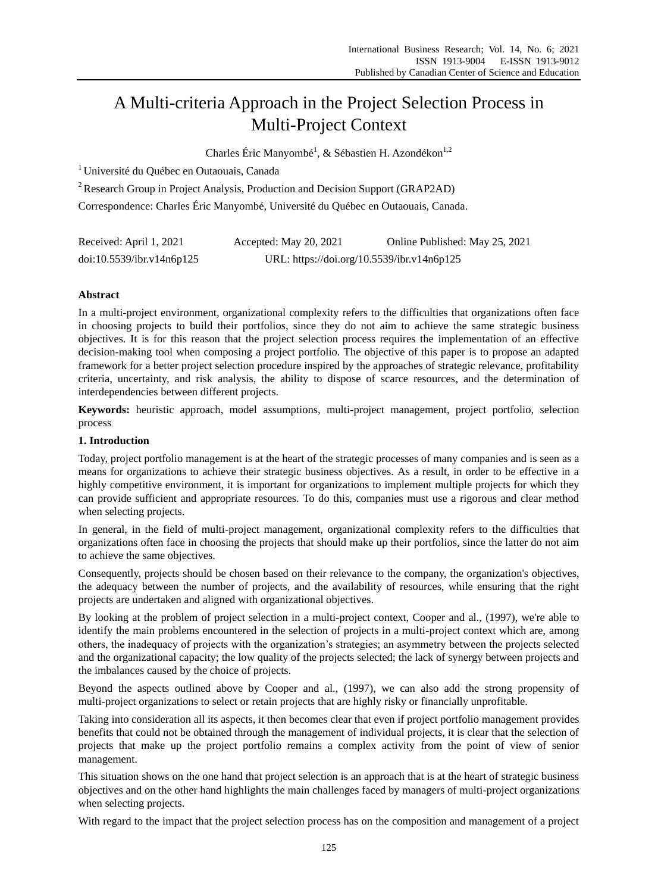# A Multi-criteria Approach in the Project Selection Process in Multi-Project Context

Charles Éric Manyombé[1], & Sébastien H. Azondékon[1,2]

[1] Université du Québec en Outaouais, Canada

[2] Research Group in Project Analysis, Production and Decision Support (GRAP2AD)

Correspondence: Charles Éric Manyombé, Université du Québec en Outaouais, Canada.

Received: April 1, 2021 Accepted: May 20, 2021 Online Published: May 25, 2021

doi:10.5539/ibr.v14n6p125 URL: https://doi.org/10.5539/ibr.v14n6p125

## Abstract

In a multi-project environment, organizational complexity refers to the difficulties that organizations often face in choosing projects to build their portfolios, since they do not aim to achieve the same strategic business objectives. It is for this reason that the project selection process requires the implementation of an effective decision-making tool when composing a project portfolio. The objective of this paper is to propose an adapted framework for a better project selection procedure inspired by the approaches of strategic relevance, profitability criteria, uncertainty, and risk analysis, the ability to dispose of scarce resources, and the determination of interdependencies between different projects.

**Keywords:** heuristic approach, model assumptions, multi-project management, project portfolio, selection process

## 1. Introduction

Today, project portfolio management is at the heart of the strategic processes of many companies and is seen as a means for organizations to achieve their strategic business objectives. As a result, in order to be effective in a highly competitive environment, it is important for organizations to implement multiple projects for which they can provide sufficient and appropriate resources. To do this, companies must use a rigorous and clear method when selecting projects.

In general, in the field of multi-project management, organizational complexity refers to the difficulties that organizations often face in choosing the projects that should make up their portfolios, since the latter do not aim to achieve the same objectives.

Consequently, projects should be chosen based on their relevance to the company, the organization's objectives, the adequacy between the number of projects, and the availability of resources, while ensuring that the right projects are undertaken and aligned with organizational objectives.

By looking at the problem of project selection in a multi-project context, Cooper and al., (1997), we're able to identify the main problems encountered in the selection of projects in a multi-project context which are, among others, the inadequacy of projects with the organization's strategies; an asymmetry between the projects selected and the organizational capacity; the low quality of the projects selected; the lack of synergy between projects and the imbalances caused by the choice of projects.

Beyond the aspects outlined above by Cooper and al., (1997), we can also add the strong propensity of multi-project organizations to select or retain projects that are highly risky or financially unprofitable.

Taking into consideration all its aspects, it then becomes clear that even if project portfolio management provides benefits that could not be obtained through the management of individual projects, it is clear that the selection of projects that make up the project portfolio remains a complex activity from the point of view of senior management.

This situation shows on the one hand that project selection is an approach that is at the heart of strategic business objectives and on the other hand highlights the main challenges faced by managers of multi-project organizations when selecting projects.

With regard to the impact that the project selection process has on the composition and management of a project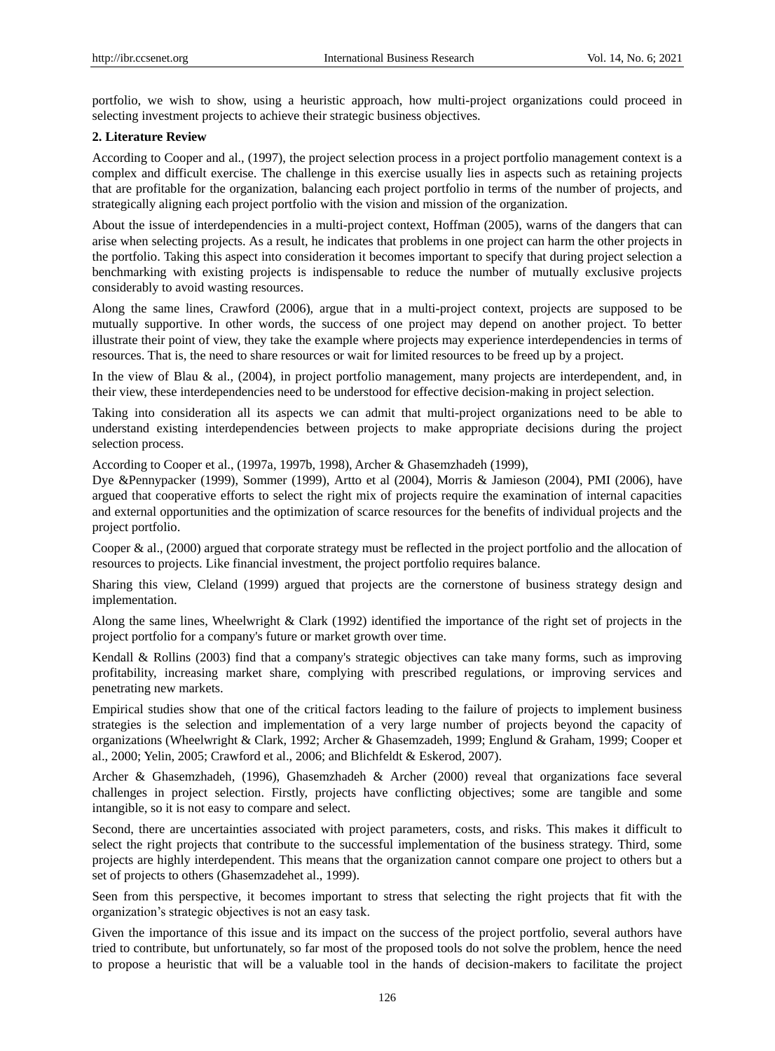portfolio, we wish to show, using a heuristic approach, how multi-project organizations could proceed in selecting investment projects to achieve their strategic business objectives.

## 2. Literature Review

According to Cooper and al., (1997), the project selection process in a project portfolio management context is a complex and difficult exercise. The challenge in this exercise usually lies in aspects such as retaining projects that are profitable for the organization, balancing each project portfolio in terms of the number of projects, and strategically aligning each project portfolio with the vision and mission of the organization.

About the issue of interdependencies in a multi-project context, Hoffman (2005), warns of the dangers that can arise when selecting projects. As a result, he indicates that problems in one project can harm the other projects in the portfolio. Taking this aspect into consideration it becomes important to specify that during project selection a benchmarking with existing projects is indispensable to reduce the number of mutually exclusive projects considerably to avoid wasting resources.

Along the same lines, Crawford (2006), argue that in a multi-project context, projects are supposed to be mutually supportive. In other words, the success of one project may depend on another project. To better illustrate their point of view, they take the example where projects may experience interdependencies in terms of resources. That is, the need to share resources or wait for limited resources to be freed up by a project.

In the view of Blau & al., (2004), in project portfolio management, many projects are interdependent, and, in their view, these interdependencies need to be understood for effective decision-making in project selection.

Taking into consideration all its aspects we can admit that multi-project organizations need to be able to understand existing interdependencies between projects to make appropriate decisions during the project selection process.

According to Cooper et al., (1997a, 1997b, 1998), Archer & Ghasemzhadeh (1999),

Dye &Pennypacker (1999), Sommer (1999), Artto et al (2004), Morris & Jamieson (2004), PMI (2006), have argued that cooperative efforts to select the right mix of projects require the examination of internal capacities and external opportunities and the optimization of scarce resources for the benefits of individual projects and the project portfolio.

Cooper & al., (2000) argued that corporate strategy must be reflected in the project portfolio and the allocation of resources to projects. Like financial investment, the project portfolio requires balance.

Sharing this view, Cleland (1999) argued that projects are the cornerstone of business strategy design and implementation.

Along the same lines, Wheelwright & Clark (1992) identified the importance of the right set of projects in the project portfolio for a company's future or market growth over time.

Kendall & Rollins (2003) find that a company's strategic objectives can take many forms, such as improving profitability, increasing market share, complying with prescribed regulations, or improving services and penetrating new markets.

Empirical studies show that one of the critical factors leading to the failure of projects to implement business strategies is the selection and implementation of a very large number of projects beyond the capacity of organizations (Wheelwright & Clark, 1992; Archer & Ghasemzadeh, 1999; Englund & Graham, 1999; Cooper et al., 2000; Yelin, 2005; Crawford et al., 2006; and Blichfeldt & Eskerod, 2007).

Archer & Ghasemzhadeh, (1996), Ghasemzhadeh & Archer (2000) reveal that organizations face several challenges in project selection. Firstly, projects have conflicting objectives; some are tangible and some intangible, so it is not easy to compare and select.

Second, there are uncertainties associated with project parameters, costs, and risks. This makes it difficult to select the right projects that contribute to the successful implementation of the business strategy. Third, some projects are highly interdependent. This means that the organization cannot compare one project to others but a set of projects to others (Ghasemzadehet al., 1999).

Seen from this perspective, it becomes important to stress that selecting the right projects that fit with the organization's strategic objectives is not an easy task.

Given the importance of this issue and its impact on the success of the project portfolio, several authors have tried to contribute, but unfortunately, so far most of the proposed tools do not solve the problem, hence the need to propose a heuristic that will be a valuable tool in the hands of decision-makers to facilitate the project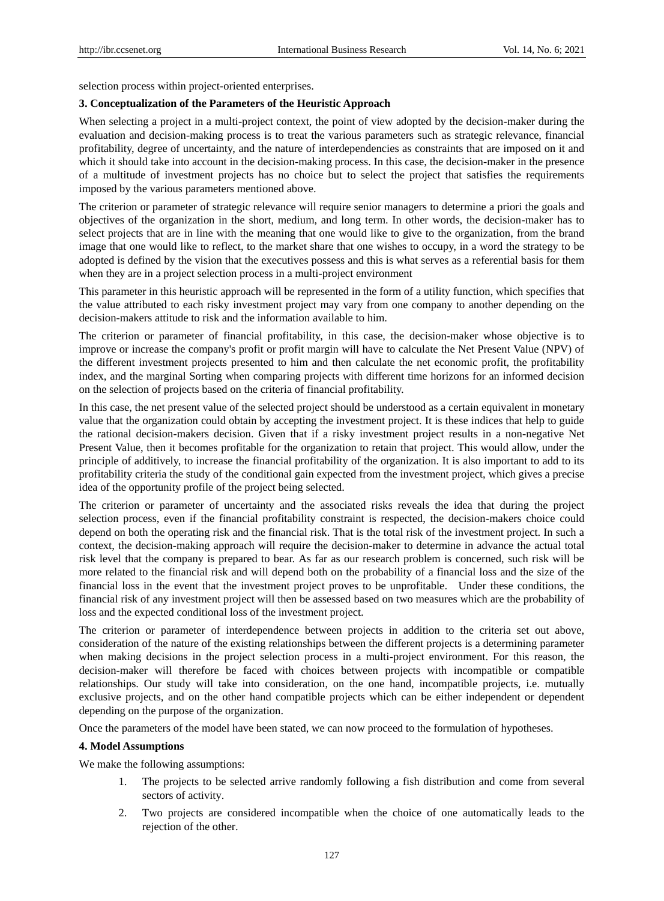selection process within project-oriented enterprises.

### 3. Conceptualization of the Parameters of the Heuristic Approach

When selecting a project in a multi-project context, the point of view adopted by the decision-maker during the evaluation and decision-making process is to treat the various parameters such as strategic relevance, financial profitability, degree of uncertainty, and the nature of interdependencies as constraints that are imposed on it and which it should take into account in the decision-making process. In this case, the decision-maker in the presence of a multitude of investment projects has no choice but to select the project that satisfies the requirements imposed by the various parameters mentioned above.

The criterion or parameter of strategic relevance will require senior managers to determine a priori the goals and objectives of the organization in the short, medium, and long term. In other words, the decision-maker has to select projects that are in line with the meaning that one would like to give to the organization, from the brand image that one would like to reflect, to the market share that one wishes to occupy, in a word the strategy to be adopted is defined by the vision that the executives possess and this is what serves as a referential basis for them when they are in a project selection process in a multi-project environment

This parameter in this heuristic approach will be represented in the form of a utility function, which specifies that the value attributed to each risky investment project may vary from one company to another depending on the decision-makers attitude to risk and the information available to him.

The criterion or parameter of financial profitability, in this case, the decision-maker whose objective is to improve or increase the company's profit or profit margin will have to calculate the Net Present Value (NPV) of the different investment projects presented to him and then calculate the net economic profit, the profitability index, and the marginal Sorting when comparing projects with different time horizons for an informed decision on the selection of projects based on the criteria of financial profitability.

In this case, the net present value of the selected project should be understood as a certain equivalent in monetary value that the organization could obtain by accepting the investment project. It is these indices that help to guide the rational decision-makers decision. Given that if a risky investment project results in a non-negative Net Present Value, then it becomes profitable for the organization to retain that project. This would allow, under the principle of additively, to increase the financial profitability of the organization. It is also important to add to its profitability criteria the study of the conditional gain expected from the investment project, which gives a precise idea of the opportunity profile of the project being selected.

The criterion or parameter of uncertainty and the associated risks reveals the idea that during the project selection process, even if the financial profitability constraint is respected, the decision-makers choice could depend on both the operating risk and the financial risk. That is the total risk of the investment project. In such a context, the decision-making approach will require the decision-maker to determine in advance the actual total risk level that the company is prepared to bear. As far as our research problem is concerned, such risk will be more related to the financial risk and will depend both on the probability of a financial loss and the size of the financial loss in the event that the investment project proves to be unprofitable. Under these conditions, the financial risk of any investment project will then be assessed based on two measures which are the probability of loss and the expected conditional loss of the investment project.

The criterion or parameter of interdependence between projects in addition to the criteria set out above, consideration of the nature of the existing relationships between the different projects is a determining parameter when making decisions in the project selection process in a multi-project environment. For this reason, the decision-maker will therefore be faced with choices between projects with incompatible or compatible relationships. Our study will take into consideration, on the one hand, incompatible projects, i.e. mutually exclusive projects, and on the other hand compatible projects which can be either independent or dependent depending on the purpose of the organization.

Once the parameters of the model have been stated, we can now proceed to the formulation of hypotheses.

### 4. Model Assumptions

We make the following assumptions:

1. The projects to be selected arrive randomly following a fish distribution and come from several sectors of activity.
2. Two projects are considered incompatible when the choice of one automatically leads to the rejection of the other.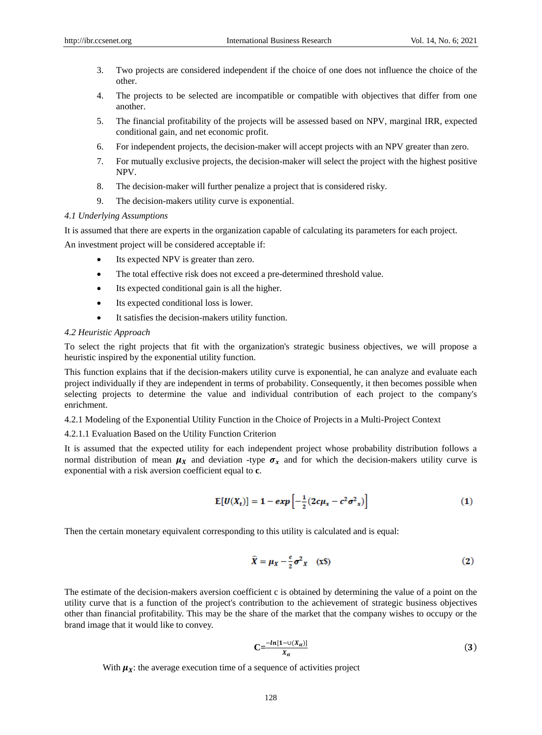3. Two projects are considered independent if the choice of one does not influence the choice of the other.
4. The projects to be selected are incompatible or compatible with objectives that differ from one another.
5. The financial profitability of the projects will be assessed based on NPV, marginal IRR, expected conditional gain, and net economic profit.
6. For independent projects, the decision-maker will accept projects with an NPV greater than zero.
7. For mutually exclusive projects, the decision-maker will select the project with the highest positive NPV.
8. The decision-maker will further penalize a project that is considered risky.
9. The decision-makers utility curve is exponential.

### *4.1 Underlying Assumptions*

It is assumed that there are experts in the organization capable of calculating its parameters for each project.

An investment project will be considered acceptable if:

- Its expected NPV is greater than zero.
- The total effective risk does not exceed a pre-determined threshold value.
- Its expected conditional gain is all the higher.
- Its expected conditional loss is lower.
- It satisfies the decision-makers utility function.

### *4.2 Heuristic Approach*

To select the right projects that fit with the organization's strategic business objectives, we will propose a heuristic inspired by the exponential utility function.

This function explains that if the decision-makers utility curve is exponential, he can analyze and evaluate each project individually if they are independent in terms of probability. Consequently, it then becomes possible when selecting projects to determine the value and individual contribution of each project to the company's enrichment.

#### 4.2.1 Modeling of the Exponential Utility Function in the Choice of Projects in a Multi-Project Context

##### 4.2.1.1 Evaluation Based on the Utility Function Criterion

It is assumed that the expected utility for each independent project whose probability distribution follows a normal distribution of mean $\mu_X$ and deviation -type $\sigma_x$ and for which the decision-makers utility curve is exponential with a risk aversion coefficient equal to **c**.

$$\mathbf{E}[U(X_t)] = 1 - exp\left[-\frac{1}{2}(2c\mu_x - c^2\sigma^2{}_x)\right] \tag{1}$$

Then the certain monetary equivalent corresponding to this utility is calculated and is equal:

$$\widehat{X} = \mu_X - \frac{c}{2}\sigma^2{}_X \quad (\text{x\$}) \tag{2}$$

The estimate of the decision-makers aversion coefficient c is obtained by determining the value of a point on the utility curve that is a function of the project's contribution to the achievement of strategic business objectives other than financial profitability. This may be the share of the market that the company wishes to occupy or the brand image that it would like to convey.

$$\mathbf{C} = \frac{-ln[1 - \cup(X_\alpha)]}{X_\alpha} \tag{3}$$

With $\mu_X$: the average execution time of a sequence of activities project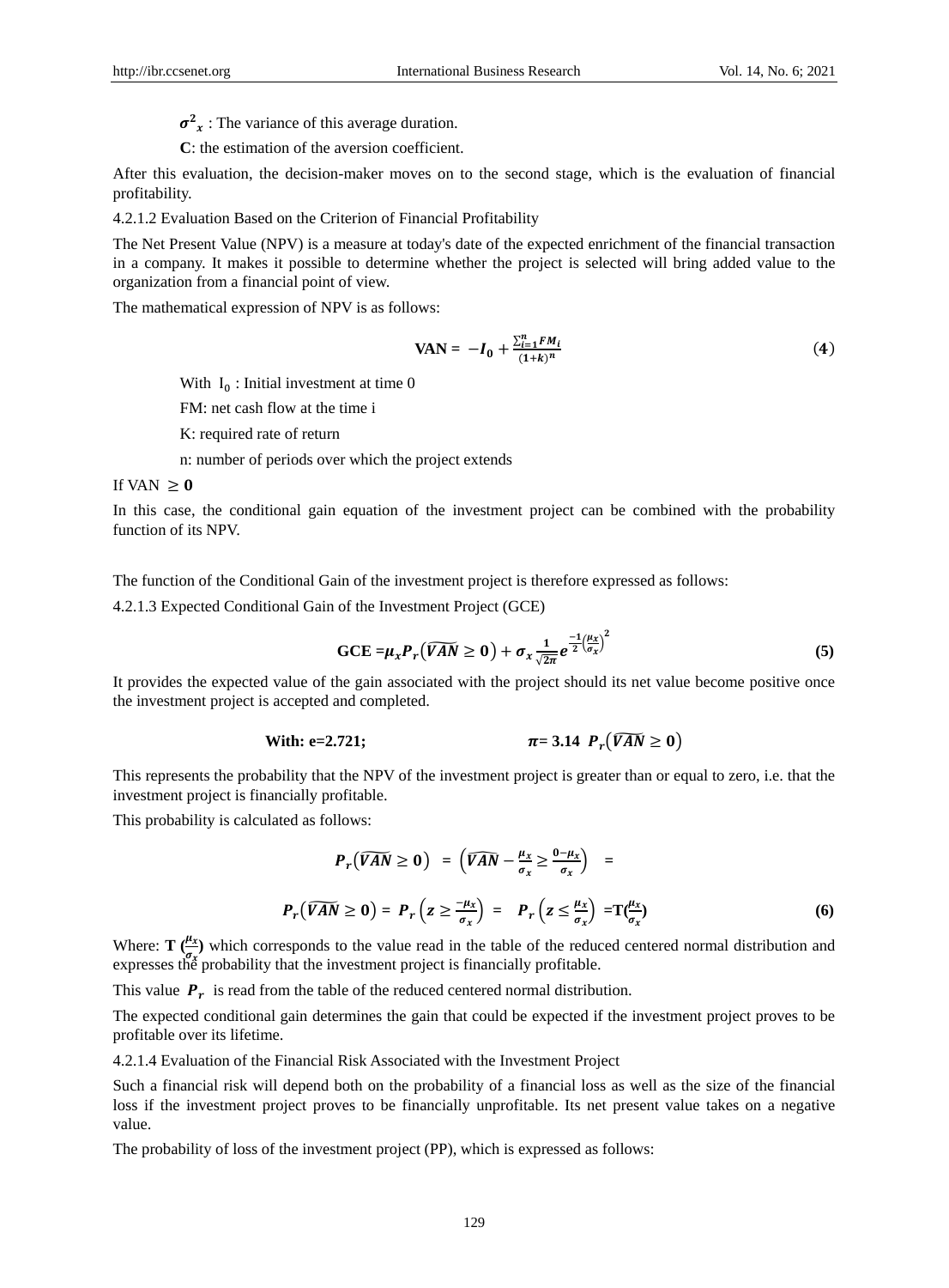$\boldsymbol{\sigma^2}_x$ : The variance of this average duration.

**C**: the estimation of the aversion coefficient.

After this evaluation, the decision-maker moves on to the second stage, which is the evaluation of financial profitability.

4.2.1.2 Evaluation Based on the Criterion of Financial Profitability

The Net Present Value (NPV) is a measure at today's date of the expected enrichment of the financial transaction in a company. It makes it possible to determine whether the project is selected will bring added value to the organization from a financial point of view.

The mathematical expression of NPV is as follows:

$$\mathbf{VAN} = -\boldsymbol{I_0} + \frac{\sum_{i=1}^{n} FM_i}{(1+k)^n} \qquad (\mathbf{4})$$

With $I_0$ : Initial investment at time 0

FM: net cash flow at the time i

K: required rate of return

n: number of periods over which the project extends

If VAN $\geq \mathbf{0}$

In this case, the conditional gain equation of the investment project can be combined with the probability function of its NPV.

The function of the Conditional Gain of the investment project is therefore expressed as follows:

4.2.1.3 Expected Conditional Gain of the Investment Project (GCE)

$$\mathbf{GCE} = \mu_x P_r\left(\widehat{VAN} \geq 0\right) + \sigma_x \frac{1}{\sqrt{2\pi}} e^{\frac{-1}{2}\left(\frac{\mu_x}{\sigma_x}\right)^2} \qquad \mathbf{(5)}$$

It provides the expected value of the gain associated with the project should its net value become positive once the investment project is accepted and completed.

**With: e=2.721;** $\qquad \boldsymbol{\pi}$**= 3.14** $P_r\left(\widehat{VAN} \geq 0\right)$

This represents the probability that the NPV of the investment project is greater than or equal to zero, i.e. that the investment project is financially profitable.

This probability is calculated as follows:

$$P_r\left(\widehat{VAN} \geq 0\right) = \left(\widehat{VAN} - \frac{\mu_x}{\sigma_x} \geq \frac{0-\mu_x}{\sigma_x}\right) =$$

$$P_r\left(\widehat{VAN} \geq 0\right) = P_r\left(z \geq \frac{-\mu_x}{\sigma_x}\right) = P_r\left(z \leq \frac{\mu_x}{\sigma_x}\right) = \mathbf{T}\left(\frac{\mu_x}{\sigma_x}\right) \qquad \mathbf{(6)}$$

Where: $\mathbf{T}\left(\frac{\mu_x}{\sigma_x}\right)$ which corresponds to the value read in the table of the reduced centered normal distribution and expresses the probability that the investment project is financially profitable.

This value $\boldsymbol{P_r}$ is read from the table of the reduced centered normal distribution.

The expected conditional gain determines the gain that could be expected if the investment project proves to be profitable over its lifetime.

4.2.1.4 Evaluation of the Financial Risk Associated with the Investment Project

Such a financial risk will depend both on the probability of a financial loss as well as the size of the financial loss if the investment project proves to be financially unprofitable. Its net present value takes on a negative value.

The probability of loss of the investment project (PP), which is expressed as follows: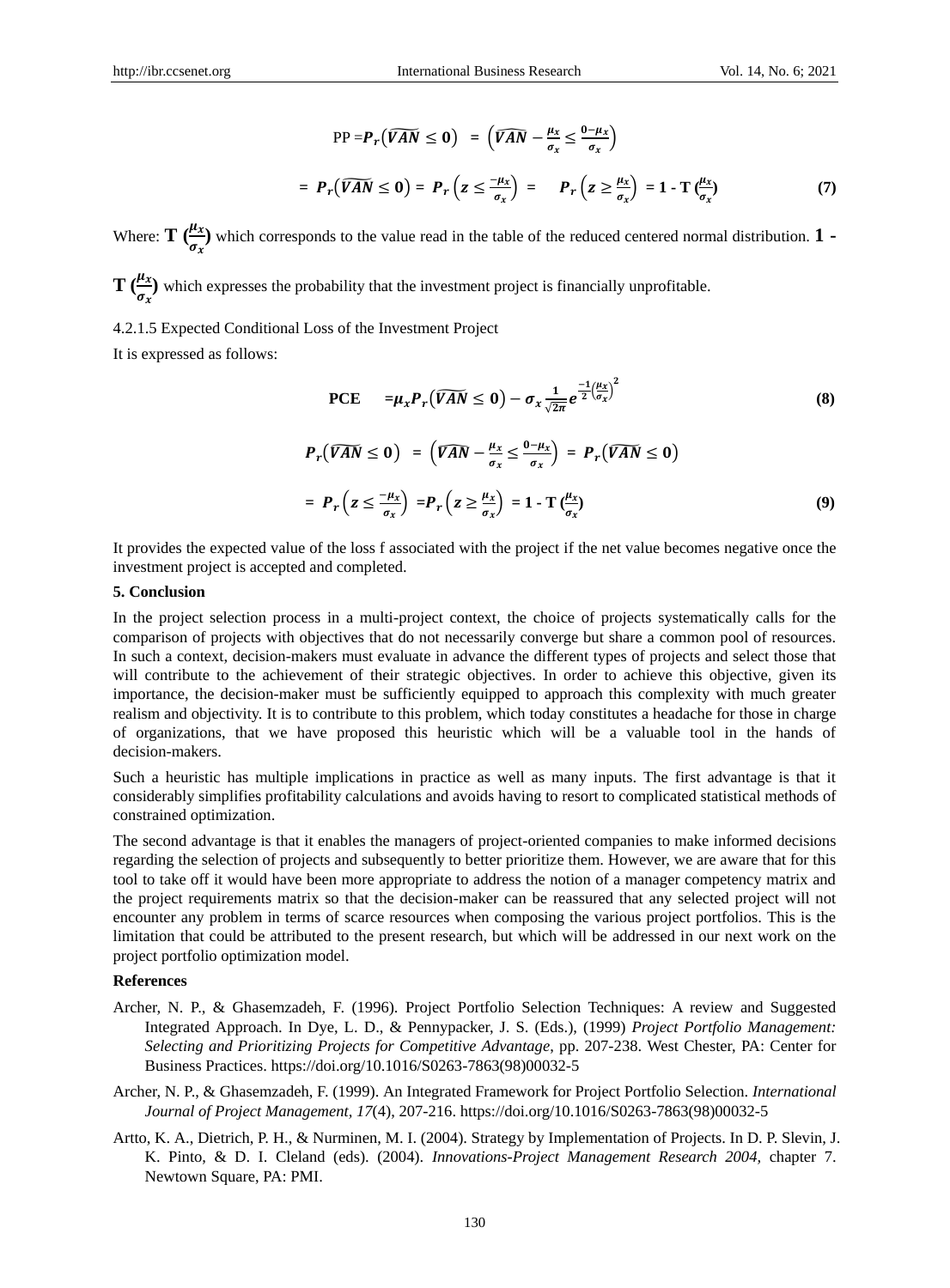$$PP = \boldsymbol{P_r}\left(\widehat{\boldsymbol{VAN}} \leq \boldsymbol{0}\right) = \left(\widehat{\boldsymbol{VAN}} - \frac{\mu_x}{\sigma_x} \leq \frac{0-\mu_x}{\sigma_x}\right)$$

$$= \boldsymbol{P_r}\left(\widehat{\boldsymbol{VAN}} \leq \boldsymbol{0}\right) = \boldsymbol{P_r}\left(\boldsymbol{z} \leq \frac{-\mu_x}{\sigma_x}\right) = \boldsymbol{P_r}\left(\boldsymbol{z} \geq \frac{\mu_x}{\sigma_x}\right) = 1 - \mathrm{T}\left(\frac{\mu_x}{\sigma_x}\right) \tag{7}$$

Where: $\mathbf{T}\left(\frac{\mu_x}{\sigma_x}\right)$ which corresponds to the value read in the table of the reduced centered normal distribution. $\mathbf{1 - T}\left(\frac{\mu_x}{\sigma_x}\right)$ which expresses the probability that the investment project is financially unprofitable.

4.2.1.5 Expected Conditional Loss of the Investment Project

It is expressed as follows:

$$\mathbf{PCE} = \mu_x \boldsymbol{P_r}\left(\widehat{\boldsymbol{VAN}} \leq \boldsymbol{0}\right) - \sigma_x \frac{1}{\sqrt{2\pi}} e^{\frac{-1}{2}\left(\frac{\mu_x}{\sigma_x}\right)^2} \tag{8}$$

$$\boldsymbol{P_r}\left(\widehat{\boldsymbol{VAN}} \leq \boldsymbol{0}\right) = \left(\widehat{\boldsymbol{VAN}} - \frac{\mu_x}{\sigma_x} \leq \frac{0-\mu_x}{\sigma_x}\right) = \boldsymbol{P_r}\left(\widehat{\boldsymbol{VAN}} \leq \boldsymbol{0}\right)$$

$$= \boldsymbol{P_r}\left(\boldsymbol{z} \leq \frac{-\mu_x}{\sigma_x}\right) = \boldsymbol{P_r}\left(\boldsymbol{z} \geq \frac{\mu_x}{\sigma_x}\right) = 1 - \mathrm{T}\left(\frac{\mu_x}{\sigma_x}\right) \tag{9}$$

It provides the expected value of the loss f associated with the project if the net value becomes negative once the investment project is accepted and completed.

## 5. Conclusion

In the project selection process in a multi-project context, the choice of projects systematically calls for the comparison of projects with objectives that do not necessarily converge but share a common pool of resources. In such a context, decision-makers must evaluate in advance the different types of projects and select those that will contribute to the achievement of their strategic objectives. In order to achieve this objective, given its importance, the decision-maker must be sufficiently equipped to approach this complexity with much greater realism and objectivity. It is to contribute to this problem, which today constitutes a headache for those in charge of organizations, that we have proposed this heuristic which will be a valuable tool in the hands of decision-makers.

Such a heuristic has multiple implications in practice as well as many inputs. The first advantage is that it considerably simplifies profitability calculations and avoids having to resort to complicated statistical methods of constrained optimization.

The second advantage is that it enables the managers of project-oriented companies to make informed decisions regarding the selection of projects and subsequently to better prioritize them. However, we are aware that for this tool to take off it would have been more appropriate to address the notion of a manager competency matrix and the project requirements matrix so that the decision-maker can be reassured that any selected project will not encounter any problem in terms of scarce resources when composing the various project portfolios. This is the limitation that could be attributed to the present research, but which will be addressed in our next work on the project portfolio optimization model.

## References

Archer, N. P., & Ghasemzadeh, F. (1996). Project Portfolio Selection Techniques: A review and Suggested Integrated Approach. In Dye, L. D., & Pennypacker, J. S. (Eds.), (1999) *Project Portfolio Management: Selecting and Prioritizing Projects for Competitive Advantage*, pp. 207-238. West Chester, PA: Center for Business Practices. https://doi.org/10.1016/S0263-7863(98)00032-5

Archer, N. P., & Ghasemzadeh, F. (1999). An Integrated Framework for Project Portfolio Selection. *International Journal of Project Management, 17*(4), 207-216. https://doi.org/10.1016/S0263-7863(98)00032-5

Artto, K. A., Dietrich, P. H., & Nurminen, M. I. (2004). Strategy by Implementation of Projects. In D. P. Slevin, J. K. Pinto, & D. I. Cleland (eds). (2004). *Innovations-Project Management Research 2004,* chapter 7. Newtown Square, PA: PMI.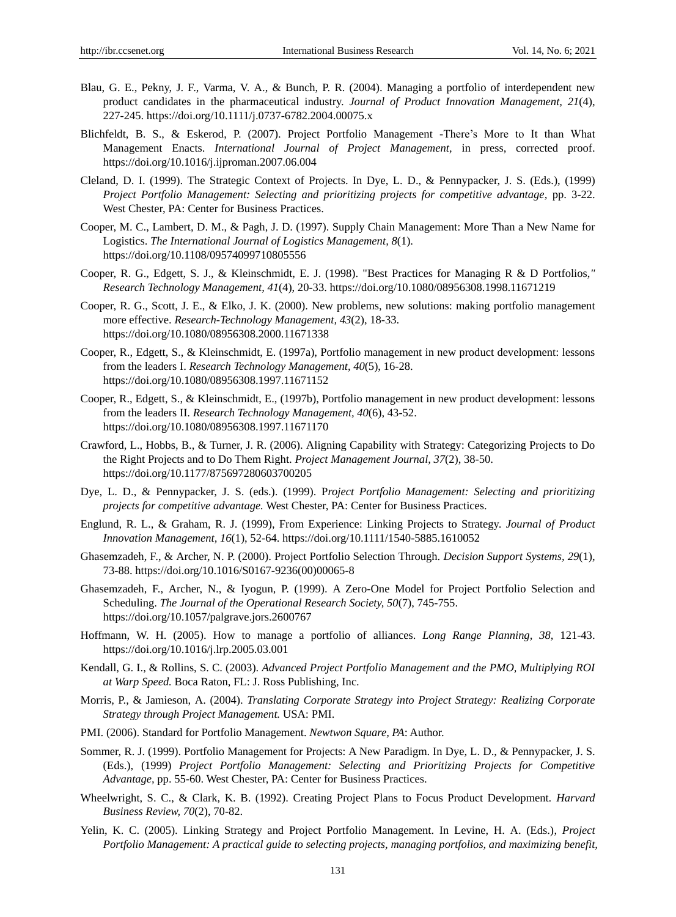Blau, G. E., Pekny, J. F., Varma, V. A., & Bunch, P. R. (2004). Managing a portfolio of interdependent new product candidates in the pharmaceutical industry. *Journal of Product Innovation Management, 21*(4), 227-245. https://doi.org/10.1111/j.0737-6782.2004.00075.x

Blichfeldt, B. S., & Eskerod, P. (2007). Project Portfolio Management -There's More to It than What Management Enacts. *International Journal of Project Management*, in press, corrected proof. https://doi.org/10.1016/j.ijproman.2007.06.004

Cleland, D. I. (1999). The Strategic Context of Projects. In Dye, L. D., & Pennypacker, J. S. (Eds.), (1999) *Project Portfolio Management: Selecting and prioritizing projects for competitive advantage*, pp. 3-22. West Chester, PA: Center for Business Practices.

Cooper, M. C., Lambert, D. M., & Pagh, J. D. (1997). Supply Chain Management: More Than a New Name for Logistics. *The International Journal of Logistics Management, 8*(1). https://doi.org/10.1108/09574099710805556

Cooper, R. G., Edgett, S. J., & Kleinschmidt, E. J. (1998). "Best Practices for Managing R & D Portfolios," *Research Technology Management, 41*(4), 20-33. https://doi.org/10.1080/08956308.1998.11671219

Cooper, R. G., Scott, J. E., & Elko, J. K. (2000). New problems, new solutions: making portfolio management more effective. *Research-Technology Management, 43*(2), 18-33. https://doi.org/10.1080/08956308.2000.11671338

Cooper, R., Edgett, S., & Kleinschmidt, E. (1997a), Portfolio management in new product development: lessons from the leaders I. *Research Technology Management, 40*(5), 16-28. https://doi.org/10.1080/08956308.1997.11671152

Cooper, R., Edgett, S., & Kleinschmidt, E., (1997b), Portfolio management in new product development: lessons from the leaders II. *Research Technology Management, 40*(6), 43-52. https://doi.org/10.1080/08956308.1997.11671170

Crawford, L., Hobbs, B., & Turner, J. R. (2006). Aligning Capability with Strategy: Categorizing Projects to Do the Right Projects and to Do Them Right. *Project Management Journal, 37*(2), 38-50. https://doi.org/10.1177/875697280603700205

Dye, L. D., & Pennypacker, J. S. (eds.). (1999). *Project Portfolio Management: Selecting and prioritizing projects for competitive advantage.* West Chester, PA: Center for Business Practices.

Englund, R. L., & Graham, R. J. (1999), From Experience: Linking Projects to Strategy. *Journal of Product Innovation Management, 16*(1), 52-64. https://doi.org/10.1111/1540-5885.1610052

Ghasemzadeh, F., & Archer, N. P. (2000). Project Portfolio Selection Through. *Decision Support Systems, 29*(1), 73-88. https://doi.org/10.1016/S0167-9236(00)00065-8

Ghasemzadeh, F., Archer, N., & Iyogun, P. (1999). A Zero-One Model for Project Portfolio Selection and Scheduling. *The Journal of the Operational Research Society, 50*(7), 745-755. https://doi.org/10.1057/palgrave.jors.2600767

Hoffmann, W. H. (2005). How to manage a portfolio of alliances. *Long Range Planning, 38*, 121-43. https://doi.org/10.1016/j.lrp.2005.03.001

Kendall, G. I., & Rollins, S. C. (2003). *Advanced Project Portfolio Management and the PMO, Multiplying ROI at Warp Speed.* Boca Raton, FL: J. Ross Publishing, Inc.

Morris, P., & Jamieson, A. (2004). *Translating Corporate Strategy into Project Strategy: Realizing Corporate Strategy through Project Management.* USA: PMI.

PMI. (2006). Standard for Portfolio Management. *Newtwon Square, PA*: Author.

Sommer, R. J. (1999). Portfolio Management for Projects: A New Paradigm. In Dye, L. D., & Pennypacker, J. S. (Eds.), (1999) *Project Portfolio Management: Selecting and Prioritizing Projects for Competitive Advantage*, pp. 55-60. West Chester, PA: Center for Business Practices.

Wheelwright, S. C., & Clark, K. B. (1992). Creating Project Plans to Focus Product Development. *Harvard Business Review, 70*(2), 70-82.

Yelin, K. C. (2005). Linking Strategy and Project Portfolio Management. In Levine, H. A. (Eds.), *Project Portfolio Management: A practical guide to selecting projects, managing portfolios, and maximizing benefit,*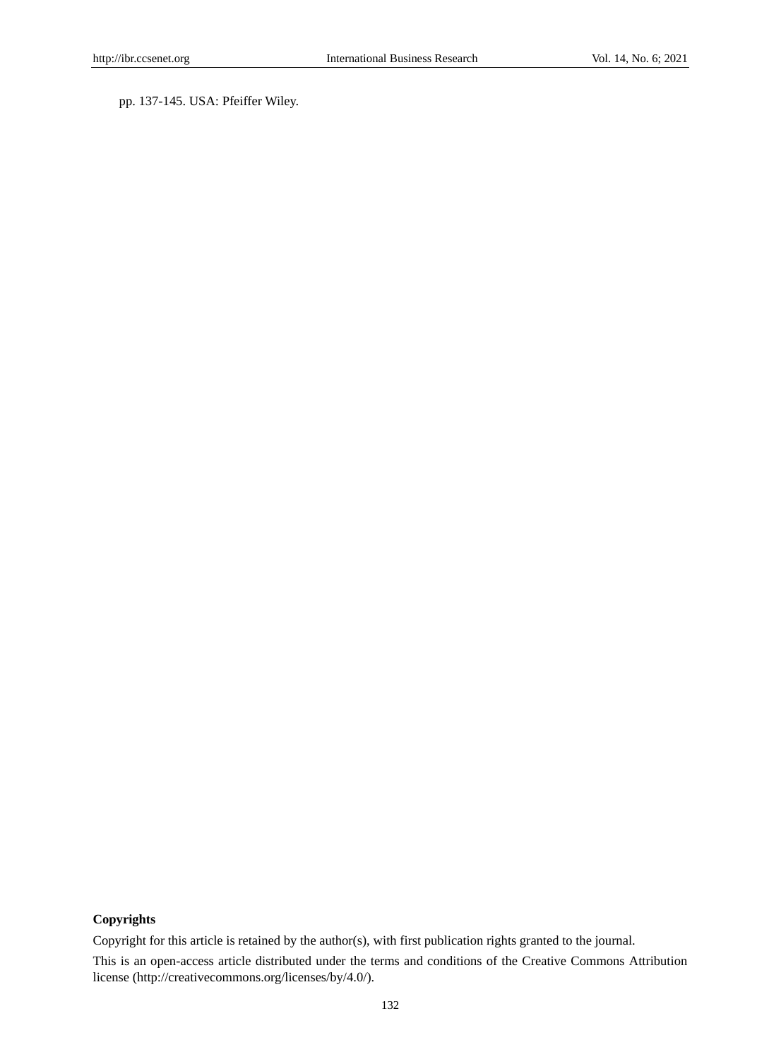pp. 137-145. USA: Pfeiffer Wiley.

**Copyrights**

Copyright for this article is retained by the author(s), with first publication rights granted to the journal.

This is an open-access article distributed under the terms and conditions of the Creative Commons Attribution license (http://creativecommons.org/licenses/by/4.0/).